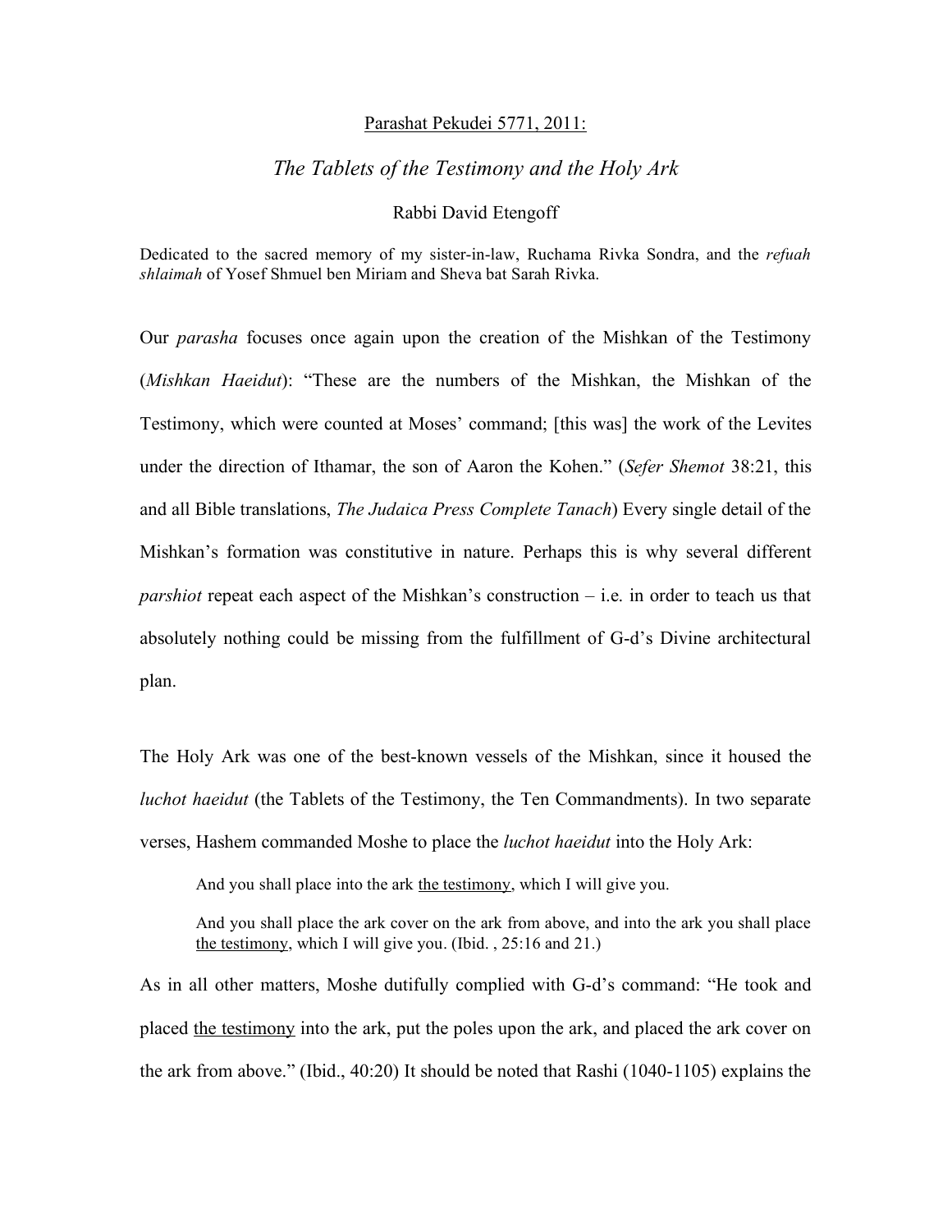<u>Parashat Pekudei 5771, 2011:</u>

# *The Tablets of the Testimony and the Holy Ark*

Rabbi David Etengoff

Dedicated to the sacred memory of my sister-in-law, Ruchama Rivka Sondra, and the *refuah shlaimah* of Yosef Shmuel ben Miriam and Sheva bat Sarah Rivka.

Our *parasha* focuses once again upon the creation of the Mishkan of the Testimony (*Mishkan Haeidut*): "These are the numbers of the Mishkan, the Mishkan of the Testimony, which were counted at Moses' command; [this was] the work of the Levites under the direction of Ithamar, the son of Aaron the Kohen." (*Sefer Shemot* 38:21, this and all Bible translations, *The Judaica Press Complete Tanach*) Every single detail of the Mishkan's formation was constitutive in nature. Perhaps this is why several different *parshiot* repeat each aspect of the Mishkan's construction – i.e. in order to teach us that absolutely nothing could be missing from the fulfillment of G-d's Divine architectural plan.

The Holy Ark was one of the best-known vessels of the Mishkan, since it housed the *luchot haeidut* (the Tablets of the Testimony, the Ten Commandments). In two separate verses, Hashem commanded Moshe to place the *luchot haeidut* into the Holy Ark:

> And you shall place into the ark <u>the testimony</u>, which I will give you.
>
> And you shall place the ark cover on the ark from above, and into the ark you shall place <u>the testimony</u>, which I will give you. (Ibid. , 25:16 and 21.)

As in all other matters, Moshe dutifully complied with G-d's command: "He took and placed <u>the testimony</u> into the ark, put the poles upon the ark, and placed the ark cover on the ark from above." (Ibid., 40:20) It should be noted that Rashi (1040-1105) explains the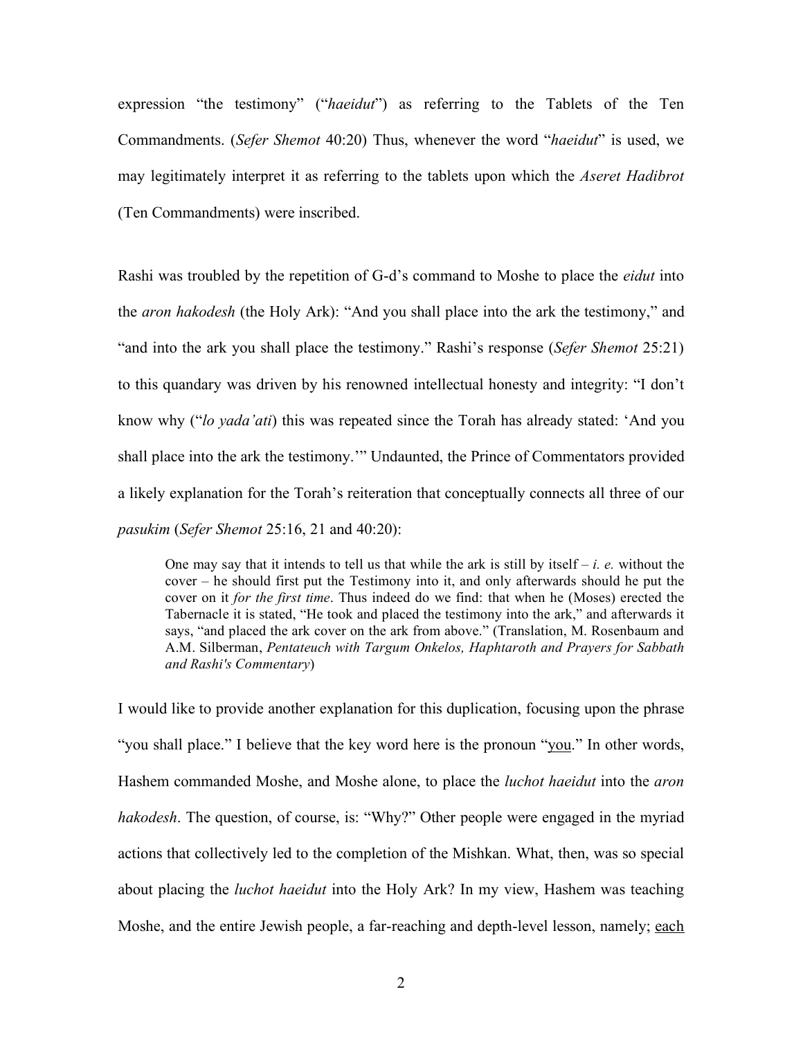expression "the testimony" ("*haeidut*") as referring to the Tablets of the Ten Commandments. (*Sefer Shemot* 40:20) Thus, whenever the word "*haeidut*" is used, we may legitimately interpret it as referring to the tablets upon which the *Aseret Hadibrot* (Ten Commandments) were inscribed.

Rashi was troubled by the repetition of G-d's command to Moshe to place the *eidut* into the *aron hakodesh* (the Holy Ark): "And you shall place into the ark the testimony," and "and into the ark you shall place the testimony." Rashi's response (*Sefer Shemot* 25:21) to this quandary was driven by his renowned intellectual honesty and integrity: "I don't know why ("*lo yada'ati*) this was repeated since the Torah has already stated: 'And you shall place into the ark the testimony.'" Undaunted, the Prince of Commentators provided a likely explanation for the Torah's reiteration that conceptually connects all three of our *pasukim* (*Sefer Shemot* 25:16, 21 and 40:20):

> One may say that it intends to tell us that while the ark is still by itself – *i. e.* without the cover – he should first put the Testimony into it, and only afterwards should he put the cover on it *for the first time*. Thus indeed do we find: that when he (Moses) erected the Tabernacle it is stated, "He took and placed the testimony into the ark," and afterwards it says, "and placed the ark cover on the ark from above." (Translation, M. Rosenbaum and A.M. Silberman, *Pentateuch with Targum Onkelos, Haphtaroth and Prayers for Sabbath and Rashi's Commentary*)

I would like to provide another explanation for this duplication, focusing upon the phrase "you shall place." I believe that the key word here is the pronoun "<u>you</u>." In other words, Hashem commanded Moshe, and Moshe alone, to place the *luchot haeidut* into the *aron hakodesh*. The question, of course, is: "Why?" Other people were engaged in the myriad actions that collectively led to the completion of the Mishkan. What, then, was so special about placing the *luchot haeidut* into the Holy Ark? In my view, Hashem was teaching Moshe, and the entire Jewish people, a far-reaching and depth-level lesson, namely; <u>each</u>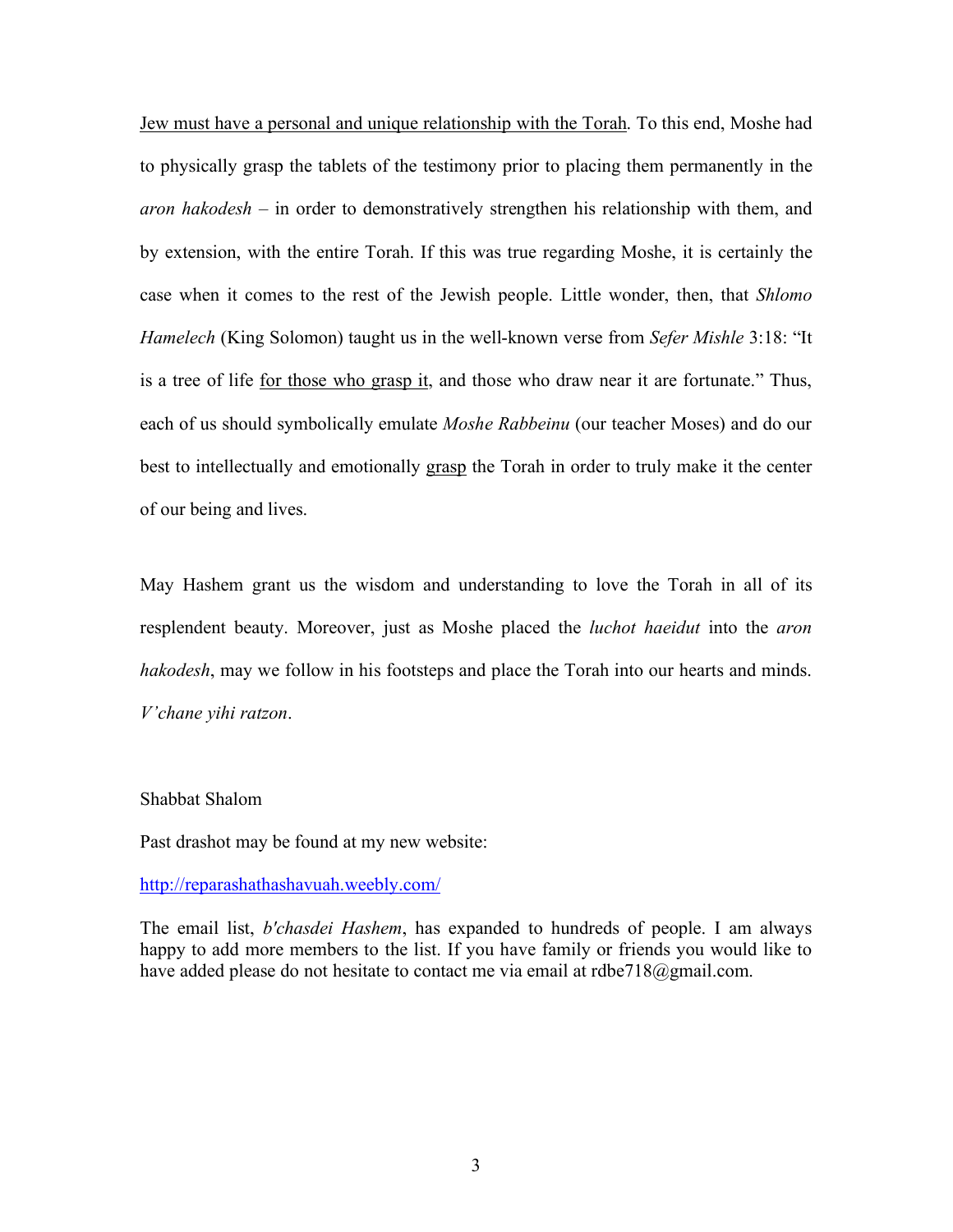<u>Jew must have a personal and unique relationship with the Torah</u>. To this end, Moshe had to physically grasp the tablets of the testimony prior to placing them permanently in the *aron hakodesh* – in order to demonstratively strengthen his relationship with them, and by extension, with the entire Torah. If this was true regarding Moshe, it is certainly the case when it comes to the rest of the Jewish people. Little wonder, then, that *Shlomo Hamelech* (King Solomon) taught us in the well-known verse from *Sefer Mishle* 3:18: "It is a tree of life <u>for those who grasp it</u>, and those who draw near it are fortunate." Thus, each of us should symbolically emulate *Moshe Rabbeinu* (our teacher Moses) and do our best to intellectually and emotionally <u>grasp</u> the Torah in order to truly make it the center of our being and lives.

May Hashem grant us the wisdom and understanding to love the Torah in all of its resplendent beauty. Moreover, just as Moshe placed the *luchot haeidut* into the *aron hakodesh*, may we follow in his footsteps and place the Torah into our hearts and minds. *V'chane yihi ratzon*.

Shabbat Shalom

Past drashot may be found at my new website:

http://reparashathashavuah.weebly.com/

The email list, *b'chasdei Hashem*, has expanded to hundreds of people. I am always happy to add more members to the list. If you have family or friends you would like to have added please do not hesitate to contact me via email at rdbe718@gmail.com.